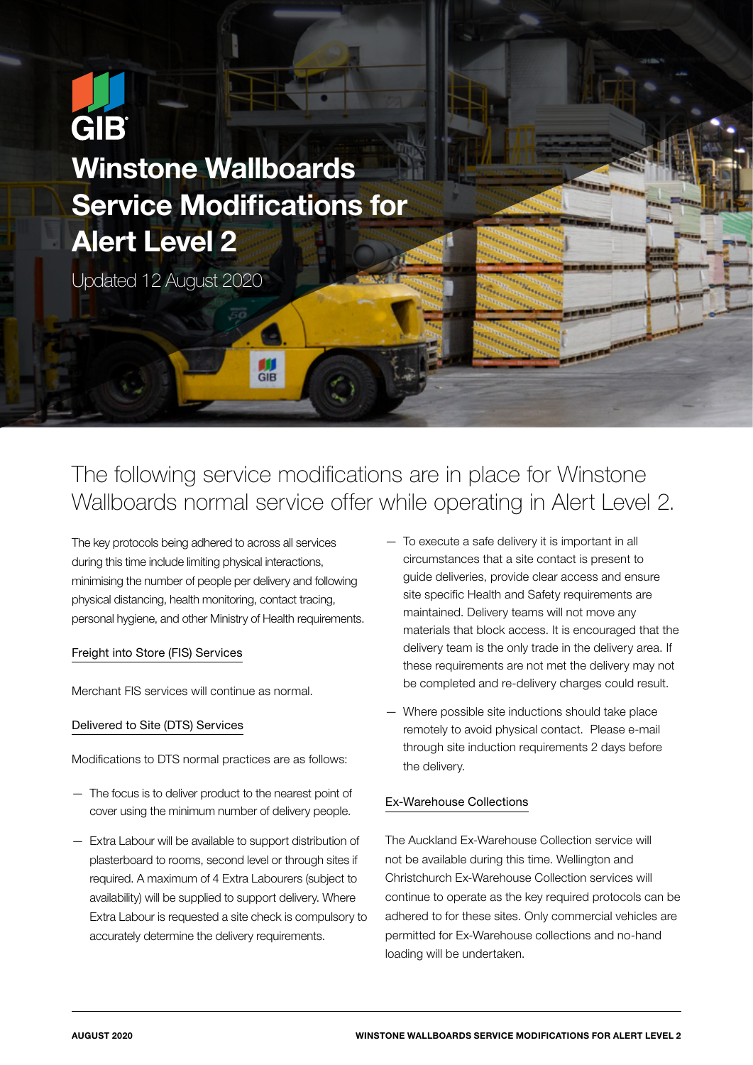GIB

# Winstone Wallboards Service Modifications for Alert Level 2

Updated 12 August 2020

## The following service modifications are in place for Winstone Wallboards normal service offer while operating in Alert Level 2.

The key protocols being adhered to across all services during this time include limiting physical interactions, minimising the number of people per delivery and following physical distancing, health monitoring, contact tracing, personal hygiene, and other Ministry of Health requirements.

### Freight into Store (FIS) Services

Merchant FIS services will continue as normal.

### Delivered to Site (DTS) Services

Modifications to DTS normal practices are as follows:

- The focus is to deliver product to the nearest point of cover using the minimum number of delivery people.
- Extra Labour will be available to support distribution of plasterboard to rooms, second level or through sites if required. A maximum of 4 Extra Labourers (subject to availability) will be supplied to support delivery. Where Extra Labour is requested a site check is compulsory to accurately determine the delivery requirements.
- To execute a safe delivery it is important in all circumstances that a site contact is present to guide deliveries, provide clear access and ensure site specific Health and Safety requirements are maintained. Delivery teams will not move any materials that block access. It is encouraged that the delivery team is the only trade in the delivery area. If these requirements are not met the delivery may not be completed and re-delivery charges could result.
- Where possible site inductions should take place remotely to avoid physical contact. Please e-mail through site induction requirements 2 days before the delivery.

### Ex-Warehouse Collections

The Auckland Ex-Warehouse Collection service will not be available during this time. Wellington and Christchurch Ex-Warehouse Collection services will continue to operate as the key required protocols can be adhered to for these sites. Only commercial vehicles are permitted for Ex-Warehouse collections and no-hand loading will be undertaken.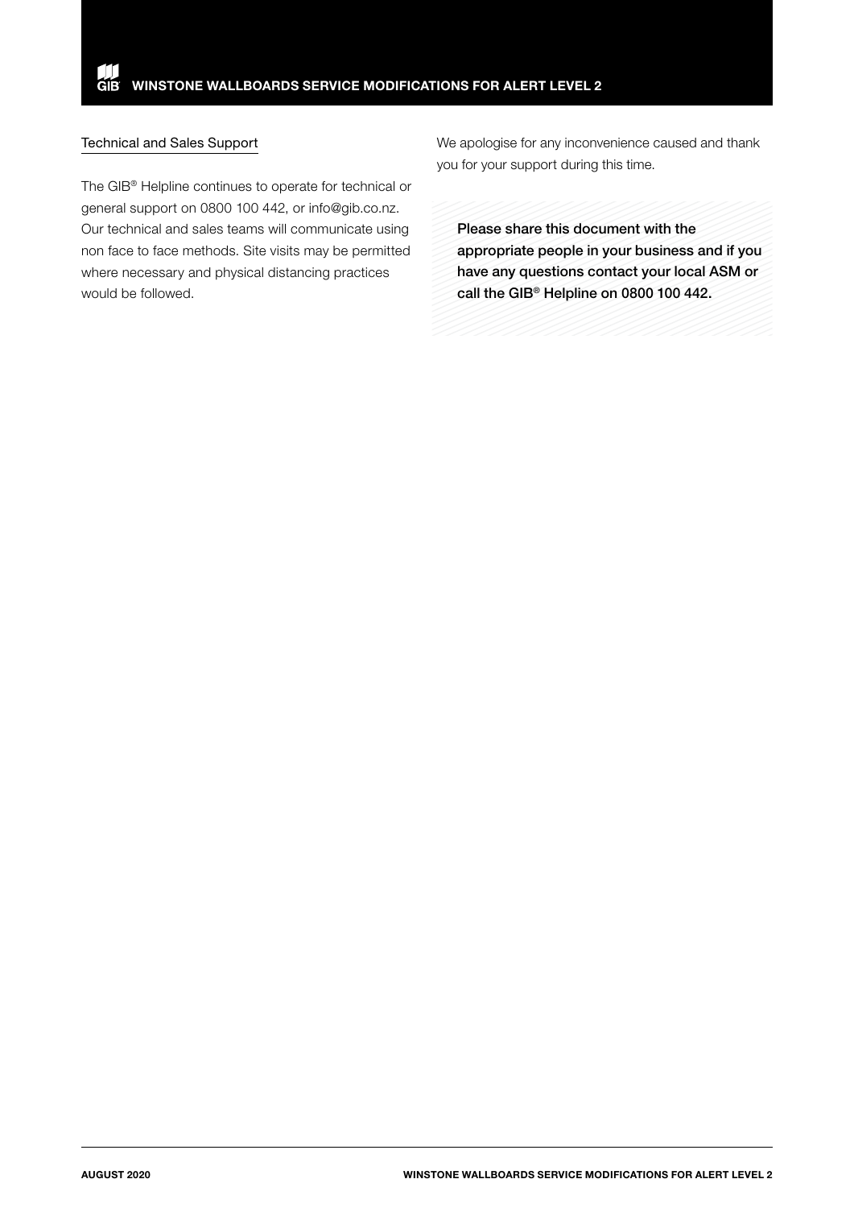## Technical and Sales Support

The GIB® Helpline continues to operate for technical or general support on 0800 100 442, or info@gib.co.nz. Our technical and sales teams will communicate using non face to face methods. Site visits may be permitted where necessary and physical distancing practices would be followed.

We apologise for any inconvenience caused and thank you for your support during this time.

**Please share this document with the appropriate people in your business and if you have any questions contact your local ASM or call the GIB® Helpline on 0800 100 442.**